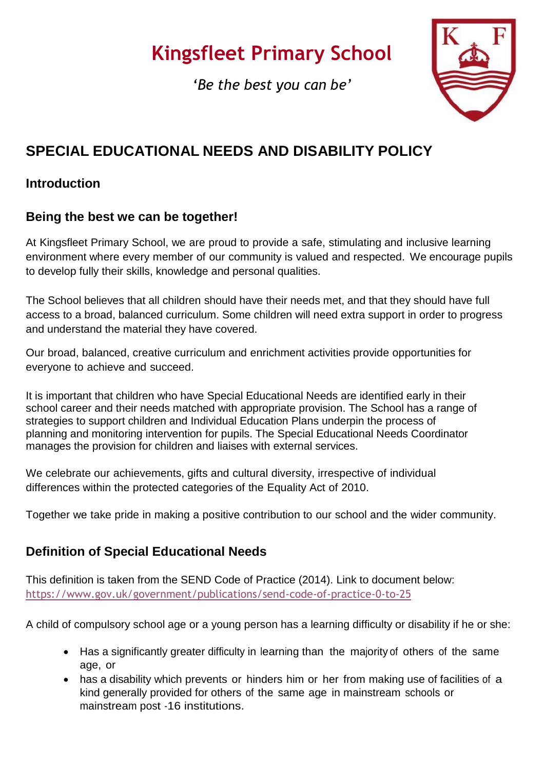# Kingsfleet Primary School

*'Be the best you can be'*

## SPECIAL EDUCATIONAL NEEDS AND DISABILITY POLICY

### Introduction

### Being the best we can be together!

At Kingsfleet Primary School, we are proud to provide a safe, stimulating and inclusive learning environment where every member of our community is valued and respected. We encourage pupils to develop fully their skills, knowledge and personal qualities.

The School believes that all children should have their needs met, and that they should have full access to a broad, balanced curriculum. Some children will need extra support in order to progress and understand the material they have covered.

Our broad, balanced, creative curriculum and enrichment activities provide opportunities for everyone to achieve and succeed.

It is important that children who have Special Educational Needs are identified early in their school career and their needs matched with appropriate provision. The School has a range of strategies to support children and Individual Education Plans underpin the process of planning and monitoring intervention for pupils. The Special Educational Needs Coordinator manages the provision for children and liaises with external services.

We celebrate our achievements, gifts and cultural diversity, irrespective of individual differences within the protected categories of the Equality Act of 2010.

Together we take pride in making a positive contribution to our school and the wider community.

### Definition of Special Educational Needs

This definition is taken from the SEND Code of Practice (2014). Link to document below:
https://www.gov.uk/government/publications/send-code-of-practice-0-to-25

A child of compulsory school age or a young person has a learning difficulty or disability if he or she:

- Has a significantly greater difficulty in learning than the majority of others of the same age, or
- has a disability which prevents or hinders him or her from making use of facilities of a kind generally provided for others of the same age in mainstream schools or mainstream post -16 institutions.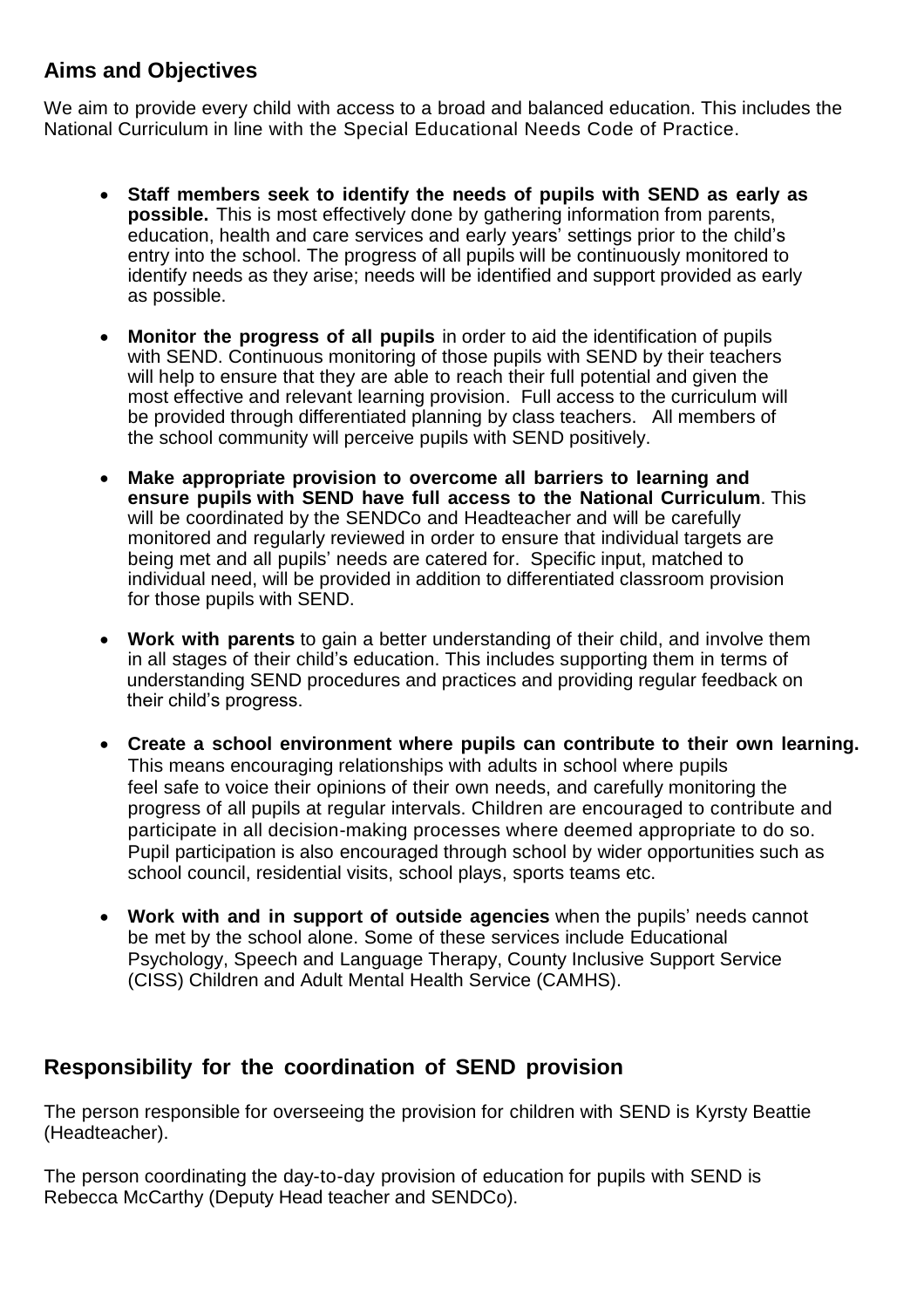## Aims and Objectives

We aim to provide every child with access to a broad and balanced education. This includes the National Curriculum in line with the Special Educational Needs Code of Practice.

- **Staff members seek to identify the needs of pupils with SEND as early as possible.** This is most effectively done by gathering information from parents, education, health and care services and early years' settings prior to the child's entry into the school. The progress of all pupils will be continuously monitored to identify needs as they arise; needs will be identified and support provided as early as possible.

- **Monitor the progress of all pupils** in order to aid the identification of pupils with SEND. Continuous monitoring of those pupils with SEND by their teachers will help to ensure that they are able to reach their full potential and given the most effective and relevant learning provision. Full access to the curriculum will be provided through differentiated planning by class teachers. All members of the school community will perceive pupils with SEND positively.

- **Make appropriate provision to overcome all barriers to learning and ensure pupils with SEND have full access to the National Curriculum**. This will be coordinated by the SENDCo and Headteacher and will be carefully monitored and regularly reviewed in order to ensure that individual targets are being met and all pupils' needs are catered for. Specific input, matched to individual need, will be provided in addition to differentiated classroom provision for those pupils with SEND.

- **Work with parents** to gain a better understanding of their child, and involve them in all stages of their child's education. This includes supporting them in terms of understanding SEND procedures and practices and providing regular feedback on their child's progress.

- **Create a school environment where pupils can contribute to their own learning.** This means encouraging relationships with adults in school where pupils feel safe to voice their opinions of their own needs, and carefully monitoring the progress of all pupils at regular intervals. Children are encouraged to contribute and participate in all decision-making processes where deemed appropriate to do so. Pupil participation is also encouraged through school by wider opportunities such as school council, residential visits, school plays, sports teams etc.

- **Work with and in support of outside agencies** when the pupils' needs cannot be met by the school alone. Some of these services include Educational Psychology, Speech and Language Therapy, County Inclusive Support Service (CISS) Children and Adult Mental Health Service (CAMHS).

## Responsibility for the coordination of SEND provision

The person responsible for overseeing the provision for children with SEND is Kyrsty Beattie (Headteacher).

The person coordinating the day-to-day provision of education for pupils with SEND is Rebecca McCarthy (Deputy Head teacher and SENDCo).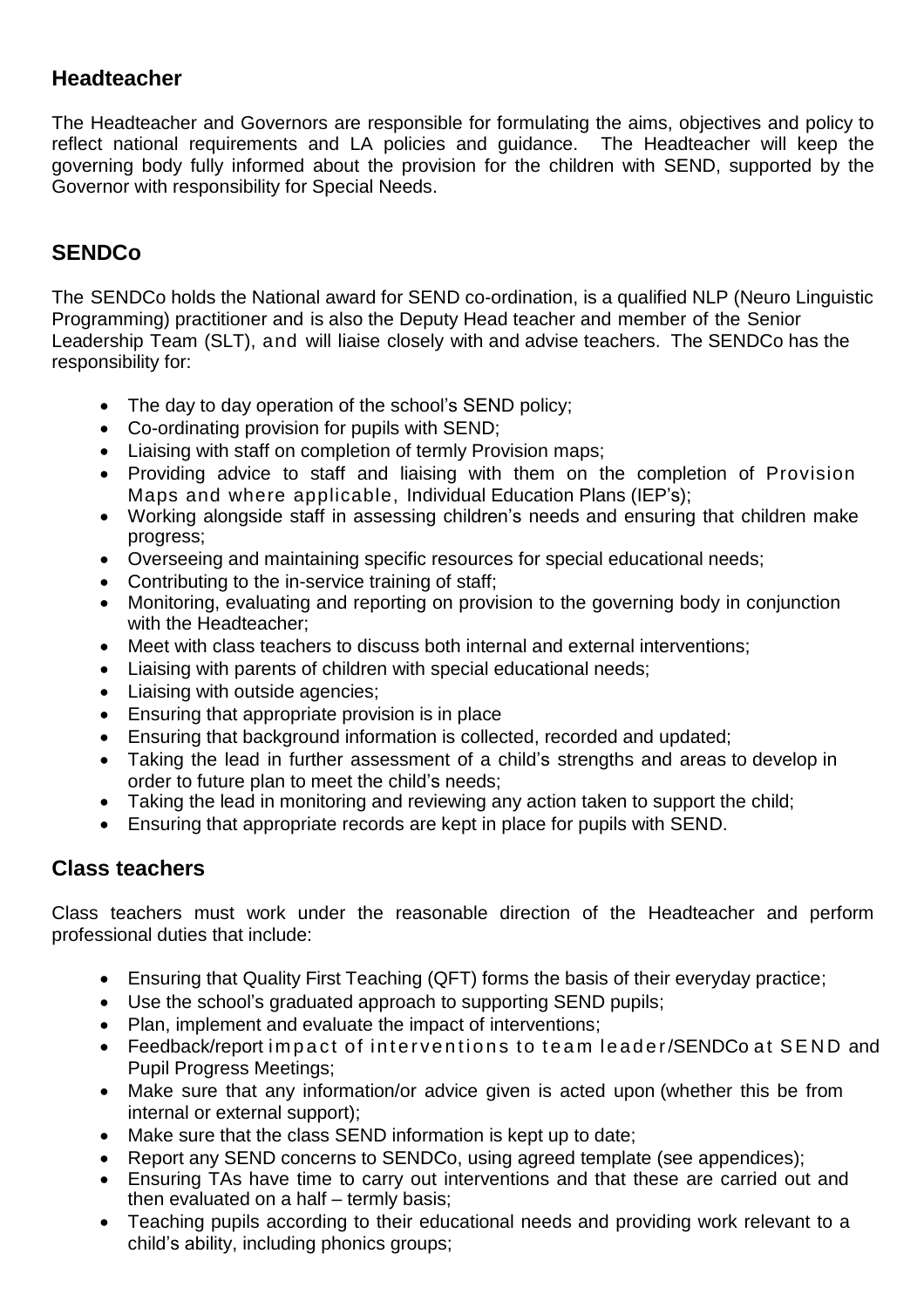## Headteacher

The Headteacher and Governors are responsible for formulating the aims, objectives and policy to reflect national requirements and LA policies and guidance. The Headteacher will keep the governing body fully informed about the provision for the children with SEND, supported by the Governor with responsibility for Special Needs.

## SENDCo

The SENDCo holds the National award for SEND co-ordination, is a qualified NLP (Neuro Linguistic Programming) practitioner and is also the Deputy Head teacher and member of the Senior Leadership Team (SLT), and will liaise closely with and advise teachers. The SENDCo has the responsibility for:

- The day to day operation of the school's SEND policy;
- Co-ordinating provision for pupils with SEND;
- Liaising with staff on completion of termly Provision maps;
- Providing advice to staff and liaising with them on the completion of Provision Maps and where applicable, Individual Education Plans (IEP's);
- Working alongside staff in assessing children's needs and ensuring that children make progress;
- Overseeing and maintaining specific resources for special educational needs;
- Contributing to the in-service training of staff;
- Monitoring, evaluating and reporting on provision to the governing body in conjunction with the Headteacher;
- Meet with class teachers to discuss both internal and external interventions;
- Liaising with parents of children with special educational needs;
- Liaising with outside agencies;
- Ensuring that appropriate provision is in place
- Ensuring that background information is collected, recorded and updated;
- Taking the lead in further assessment of a child's strengths and areas to develop in order to future plan to meet the child's needs;
- Taking the lead in monitoring and reviewing any action taken to support the child;
- Ensuring that appropriate records are kept in place for pupils with SEND.

## Class teachers

Class teachers must work under the reasonable direction of the Headteacher and perform professional duties that include:

- Ensuring that Quality First Teaching (QFT) forms the basis of their everyday practice;
- Use the school's graduated approach to supporting SEND pupils;
- Plan, implement and evaluate the impact of interventions;
- Feedback/report impact of interventions to team leader/SENDCo at SEND and Pupil Progress Meetings;
- Make sure that any information/or advice given is acted upon (whether this be from internal or external support);
- Make sure that the class SEND information is kept up to date;
- Report any SEND concerns to SENDCo, using agreed template (see appendices);
- Ensuring TAs have time to carry out interventions and that these are carried out and then evaluated on a half – termly basis;
- Teaching pupils according to their educational needs and providing work relevant to a child's ability, including phonics groups;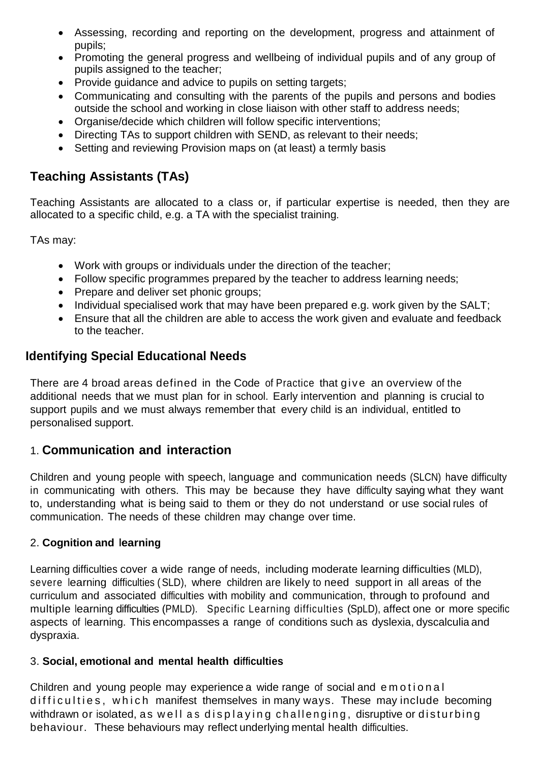- Assessing, recording and reporting on the development, progress and attainment of pupils;
- Promoting the general progress and wellbeing of individual pupils and of any group of pupils assigned to the teacher;
- Provide guidance and advice to pupils on setting targets;
- Communicating and consulting with the parents of the pupils and persons and bodies outside the school and working in close liaison with other staff to address needs;
- Organise/decide which children will follow specific interventions;
- Directing TAs to support children with SEND, as relevant to their needs;
- Setting and reviewing Provision maps on (at least) a termly basis

## Teaching Assistants (TAs)

Teaching Assistants are allocated to a class or, if particular expertise is needed, then they are allocated to a specific child, e.g. a TA with the specialist training.

TAs may:

- Work with groups or individuals under the direction of the teacher;
- Follow specific programmes prepared by the teacher to address learning needs;
- Prepare and deliver set phonic groups;
- Individual specialised work that may have been prepared e.g. work given by the SALT;
- Ensure that all the children are able to access the work given and evaluate and feedback to the teacher.

## Identifying Special Educational Needs

There are 4 broad areas defined in the Code of Practice that give an overview of the additional needs that we must plan for in school. Early intervention and planning is crucial to support pupils and we must always remember that every child is an individual, entitled to personalised support.

### 1. Communication and interaction

Children and young people with speech, language and communication needs (SLCN) have difficulty in communicating with others. This may be because they have difficulty saying what they want to, understanding what is being said to them or they do not understand or use social rules of communication. The needs of these children may change over time.

### 2. Cognition and learning

Learning difficulties cover a wide range of needs, including moderate learning difficulties (MLD), severe learning difficulties (SLD), where children are likely to need support in all areas of the curriculum and associated difficulties with mobility and communication, through to profound and multiple learning difficulties (PMLD). Specific Learning difficulties (SpLD), affect one or more specific aspects of learning. This encompasses a range of conditions such as dyslexia, dyscalculia and dyspraxia.

### 3. Social, emotional and mental health difficulties

Children and young people may experience a wide range of social and emotional difficulties, which manifest themselves in many ways. These may include becoming withdrawn or isolated, as well as displaying challenging, disruptive or disturbing behaviour. These behaviours may reflect underlying mental health difficulties.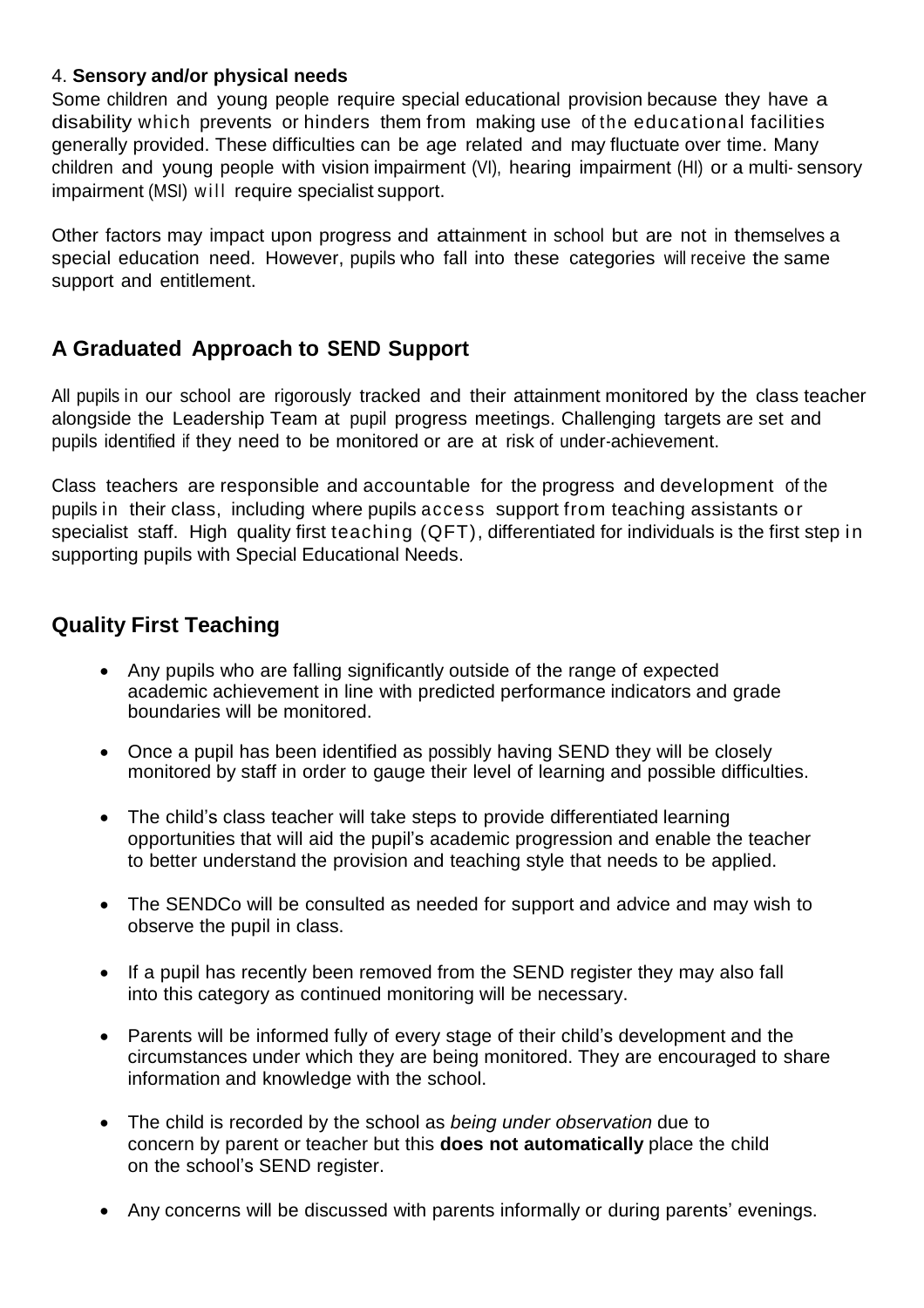4. **Sensory and/or physical needs**

Some children and young people require special educational provision because they have a disability which prevents or hinders them from making use of the educational facilities generally provided. These difficulties can be age related and may fluctuate over time. Many children and young people with vision impairment (VI), hearing impairment (HI) or a multi- sensory impairment (MSI) will require specialist support.

Other factors may impact upon progress and attainment in school but are not in themselves a special education need. However, pupils who fall into these categories will receive the same support and entitlement.

## A Graduated Approach to SEND Support

All pupils in our school are rigorously tracked and their attainment monitored by the class teacher alongside the Leadership Team at pupil progress meetings. Challenging targets are set and pupils identified if they need to be monitored or are at risk of under-achievement.

Class teachers are responsible and accountable for the progress and development of the pupils in their class, including where pupils access support from teaching assistants or specialist staff. High quality first teaching (QFT), differentiated for individuals is the first step in supporting pupils with Special Educational Needs.

## Quality First Teaching

- Any pupils who are falling significantly outside of the range of expected academic achievement in line with predicted performance indicators and grade boundaries will be monitored.
- Once a pupil has been identified as possibly having SEND they will be closely monitored by staff in order to gauge their level of learning and possible difficulties.
- The child's class teacher will take steps to provide differentiated learning opportunities that will aid the pupil's academic progression and enable the teacher to better understand the provision and teaching style that needs to be applied.
- The SENDCo will be consulted as needed for support and advice and may wish to observe the pupil in class.
- If a pupil has recently been removed from the SEND register they may also fall into this category as continued monitoring will be necessary.
- Parents will be informed fully of every stage of their child's development and the circumstances under which they are being monitored. They are encouraged to share information and knowledge with the school.
- The child is recorded by the school as *being under observation* due to concern by parent or teacher but this **does not automatically** place the child on the school's SEND register.
- Any concerns will be discussed with parents informally or during parents' evenings.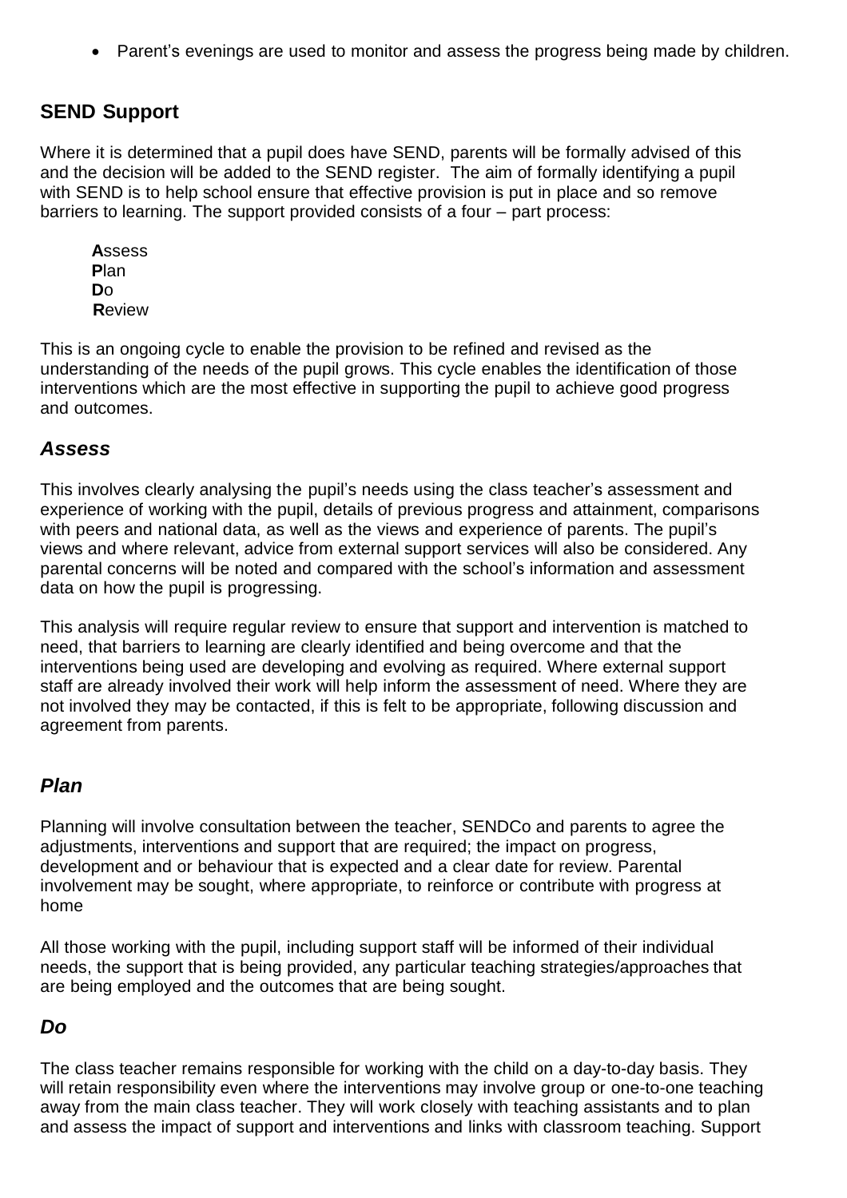- Parent's evenings are used to monitor and assess the progress being made by children.

## SEND Support

Where it is determined that a pupil does have SEND, parents will be formally advised of this and the decision will be added to the SEND register. The aim of formally identifying a pupil with SEND is to help school ensure that effective provision is put in place and so remove barriers to learning. The support provided consists of a four – part process:

**A**ssess
**P**lan
**D**o
**R**eview

This is an ongoing cycle to enable the provision to be refined and revised as the understanding of the needs of the pupil grows. This cycle enables the identification of those interventions which are the most effective in supporting the pupil to achieve good progress and outcomes.

### *Assess*

This involves clearly analysing the pupil's needs using the class teacher's assessment and experience of working with the pupil, details of previous progress and attainment, comparisons with peers and national data, as well as the views and experience of parents. The pupil's views and where relevant, advice from external support services will also be considered. Any parental concerns will be noted and compared with the school's information and assessment data on how the pupil is progressing.

This analysis will require regular review to ensure that support and intervention is matched to need, that barriers to learning are clearly identified and being overcome and that the interventions being used are developing and evolving as required. Where external support staff are already involved their work will help inform the assessment of need. Where they are not involved they may be contacted, if this is felt to be appropriate, following discussion and agreement from parents.

### *Plan*

Planning will involve consultation between the teacher, SENDCo and parents to agree the adjustments, interventions and support that are required; the impact on progress, development and or behaviour that is expected and a clear date for review. Parental involvement may be sought, where appropriate, to reinforce or contribute with progress at home

All those working with the pupil, including support staff will be informed of their individual needs, the support that is being provided, any particular teaching strategies/approaches that are being employed and the outcomes that are being sought.

### *Do*

The class teacher remains responsible for working with the child on a day-to-day basis. They will retain responsibility even where the interventions may involve group or one-to-one teaching away from the main class teacher. They will work closely with teaching assistants and to plan and assess the impact of support and interventions and links with classroom teaching. Support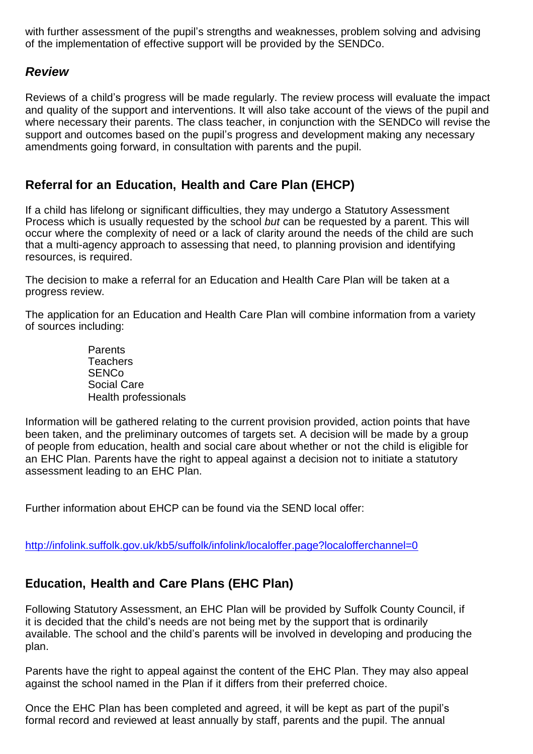with further assessment of the pupil's strengths and weaknesses, problem solving and advising of the implementation of effective support will be provided by the SENDCo.

### *Review*

Reviews of a child's progress will be made regularly. The review process will evaluate the impact and quality of the support and interventions. It will also take account of the views of the pupil and where necessary their parents. The class teacher, in conjunction with the SENDCo will revise the support and outcomes based on the pupil's progress and development making any necessary amendments going forward, in consultation with parents and the pupil.

## Referral for an Education, Health and Care Plan (EHCP)

If a child has lifelong or significant difficulties, they may undergo a Statutory Assessment Process which is usually requested by the school *but* can be requested by a parent. This will occur where the complexity of need or a lack of clarity around the needs of the child are such that a multi-agency approach to assessing that need, to planning provision and identifying resources, is required.

The decision to make a referral for an Education and Health Care Plan will be taken at a progress review.

The application for an Education and Health Care Plan will combine information from a variety of sources including:

Parents
Teachers
SENCo
Social Care
Health professionals

Information will be gathered relating to the current provision provided, action points that have been taken, and the preliminary outcomes of targets set. A decision will be made by a group of people from education, health and social care about whether or not the child is eligible for an EHC Plan. Parents have the right to appeal against a decision not to initiate a statutory assessment leading to an EHC Plan.

Further information about EHCP can be found via the SEND local offer:

http://infolink.suffolk.gov.uk/kb5/suffolk/infolink/localoffer.page?localofferchannel=0

## Education, Health and Care Plans (EHC Plan)

Following Statutory Assessment, an EHC Plan will be provided by Suffolk County Council, if it is decided that the child's needs are not being met by the support that is ordinarily available. The school and the child's parents will be involved in developing and producing the plan.

Parents have the right to appeal against the content of the EHC Plan. They may also appeal against the school named in the Plan if it differs from their preferred choice.

Once the EHC Plan has been completed and agreed, it will be kept as part of the pupil's formal record and reviewed at least annually by staff, parents and the pupil. The annual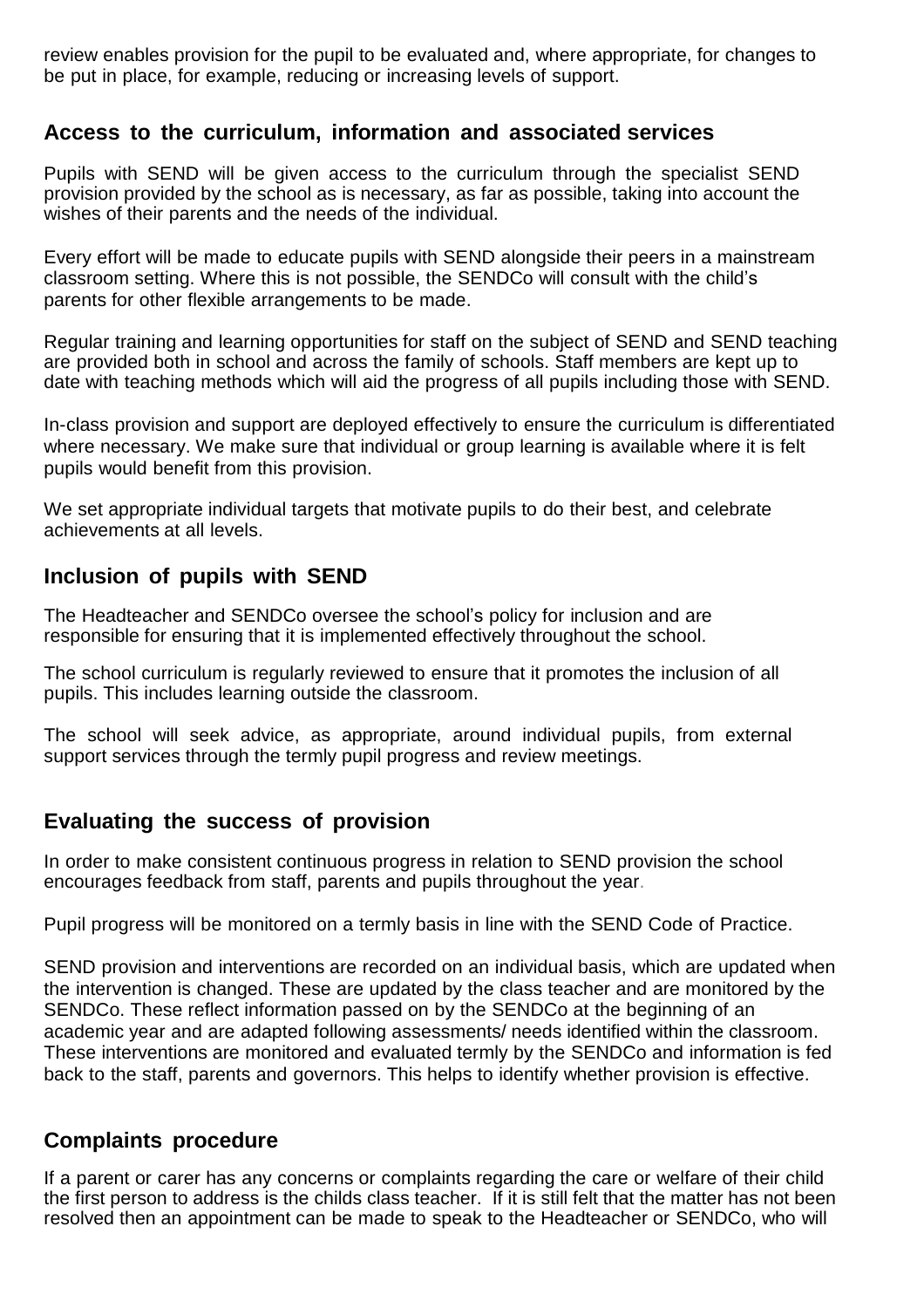review enables provision for the pupil to be evaluated and, where appropriate, for changes to be put in place, for example, reducing or increasing levels of support.

## Access to the curriculum, information and associated services

Pupils with SEND will be given access to the curriculum through the specialist SEND provision provided by the school as is necessary, as far as possible, taking into account the wishes of their parents and the needs of the individual.

Every effort will be made to educate pupils with SEND alongside their peers in a mainstream classroom setting. Where this is not possible, the SENDCo will consult with the child's parents for other flexible arrangements to be made.

Regular training and learning opportunities for staff on the subject of SEND and SEND teaching are provided both in school and across the family of schools. Staff members are kept up to date with teaching methods which will aid the progress of all pupils including those with SEND.

In-class provision and support are deployed effectively to ensure the curriculum is differentiated where necessary. We make sure that individual or group learning is available where it is felt pupils would benefit from this provision.

We set appropriate individual targets that motivate pupils to do their best, and celebrate achievements at all levels.

## Inclusion of pupils with SEND

The Headteacher and SENDCo oversee the school's policy for inclusion and are responsible for ensuring that it is implemented effectively throughout the school.

The school curriculum is regularly reviewed to ensure that it promotes the inclusion of all pupils. This includes learning outside the classroom.

The school will seek advice, as appropriate, around individual pupils, from external support services through the termly pupil progress and review meetings.

## Evaluating the success of provision

In order to make consistent continuous progress in relation to SEND provision the school encourages feedback from staff, parents and pupils throughout the year.

Pupil progress will be monitored on a termly basis in line with the SEND Code of Practice.

SEND provision and interventions are recorded on an individual basis, which are updated when the intervention is changed. These are updated by the class teacher and are monitored by the SENDCo. These reflect information passed on by the SENDCo at the beginning of an academic year and are adapted following assessments/ needs identified within the classroom. These interventions are monitored and evaluated termly by the SENDCo and information is fed back to the staff, parents and governors. This helps to identify whether provision is effective.

## Complaints procedure

If a parent or carer has any concerns or complaints regarding the care or welfare of their child the first person to address is the childs class teacher. If it is still felt that the matter has not been resolved then an appointment can be made to speak to the Headteacher or SENDCo, who will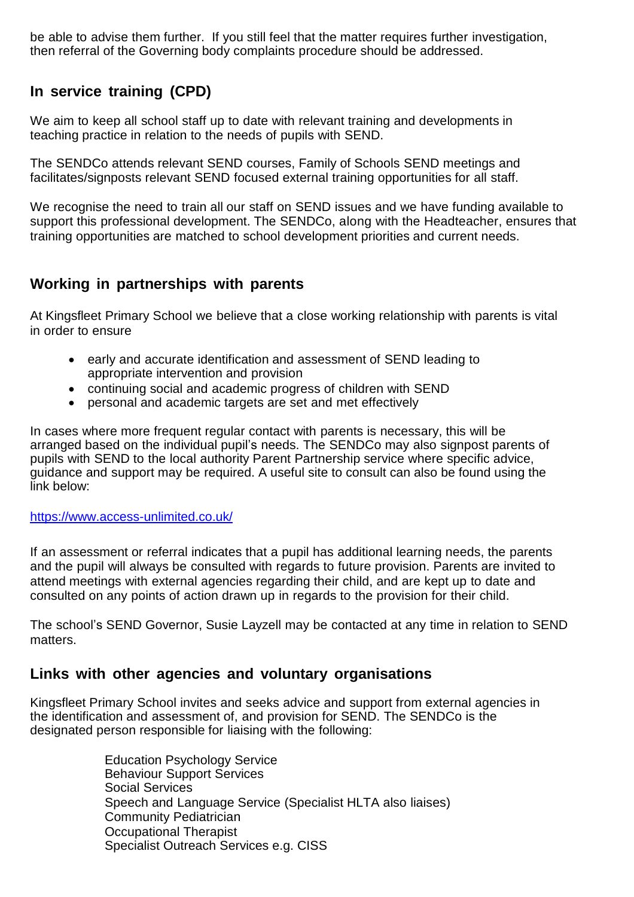be able to advise them further. If you still feel that the matter requires further investigation, then referral of the Governing body complaints procedure should be addressed.

## In service training (CPD)

We aim to keep all school staff up to date with relevant training and developments in teaching practice in relation to the needs of pupils with SEND.

The SENDCo attends relevant SEND courses, Family of Schools SEND meetings and facilitates/signposts relevant SEND focused external training opportunities for all staff.

We recognise the need to train all our staff on SEND issues and we have funding available to support this professional development. The SENDCo, along with the Headteacher, ensures that training opportunities are matched to school development priorities and current needs.

## Working in partnerships with parents

At Kingsfleet Primary School we believe that a close working relationship with parents is vital in order to ensure

- early and accurate identification and assessment of SEND leading to appropriate intervention and provision
- continuing social and academic progress of children with SEND
- personal and academic targets are set and met effectively

In cases where more frequent regular contact with parents is necessary, this will be arranged based on the individual pupil's needs. The SENDCo may also signpost parents of pupils with SEND to the local authority Parent Partnership service where specific advice, guidance and support may be required. A useful site to consult can also be found using the link below:

https://www.access-unlimited.co.uk/

If an assessment or referral indicates that a pupil has additional learning needs, the parents and the pupil will always be consulted with regards to future provision. Parents are invited to attend meetings with external agencies regarding their child, and are kept up to date and consulted on any points of action drawn up in regards to the provision for their child.

The school's SEND Governor, Susie Layzell may be contacted at any time in relation to SEND matters.

## Links with other agencies and voluntary organisations

Kingsfleet Primary School invites and seeks advice and support from external agencies in the identification and assessment of, and provision for SEND. The SENDCo is the designated person responsible for liaising with the following:

Education Psychology Service
Behaviour Support Services
Social Services
Speech and Language Service (Specialist HLTA also liaises)
Community Pediatrician
Occupational Therapist
Specialist Outreach Services e.g. CISS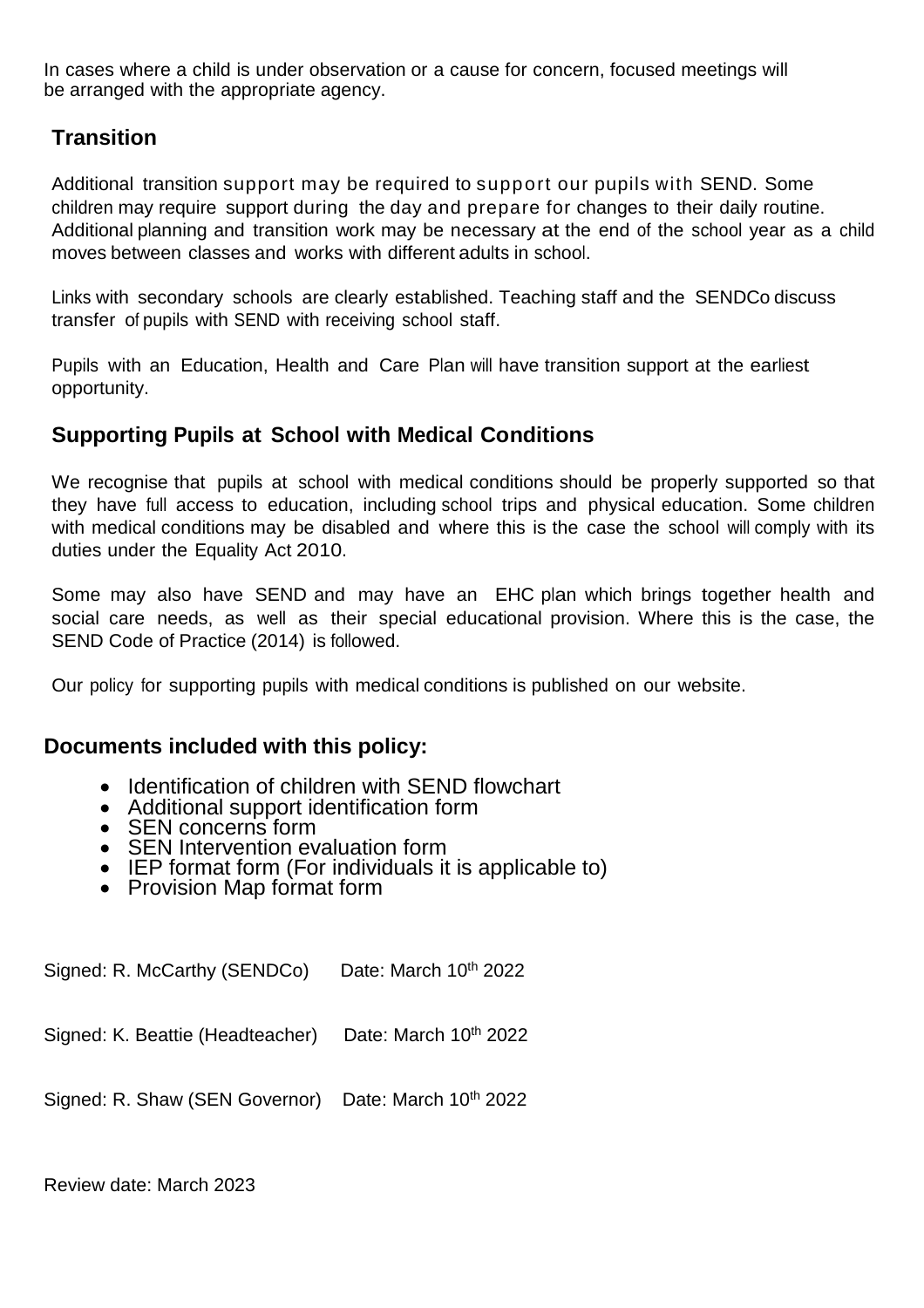In cases where a child is under observation or a cause for concern, focused meetings will be arranged with the appropriate agency.

## Transition

Additional transition support may be required to support our pupils with SEND. Some children may require support during the day and prepare for changes to their daily routine. Additional planning and transition work may be necessary at the end of the school year as a child moves between classes and works with different adults in school.

Links with secondary schools are clearly established. Teaching staff and the SENDCo discuss transfer of pupils with SEND with receiving school staff.

Pupils with an Education, Health and Care Plan will have transition support at the earliest opportunity.

## Supporting Pupils at School with Medical Conditions

We recognise that pupils at school with medical conditions should be properly supported so that they have full access to education, including school trips and physical education. Some children with medical conditions may be disabled and where this is the case the school will comply with its duties under the Equality Act 2010.

Some may also have SEND and may have an EHC plan which brings together health and social care needs, as well as their special educational provision. Where this is the case, the SEND Code of Practice (2014) is followed.

Our policy for supporting pupils with medical conditions is published on our website.

## Documents included with this policy:

- Identification of children with SEND flowchart
- Additional support identification form
- SEN concerns form
- SEN Intervention evaluation form
- IEP format form (For individuals it is applicable to)
- Provision Map format form

Signed: R. McCarthy (SENDCo) Date: March 10th 2022

Signed: K. Beattie (Headteacher) Date: March 10th 2022

Signed: R. Shaw (SEN Governor) Date: March 10th 2022

Review date: March 2023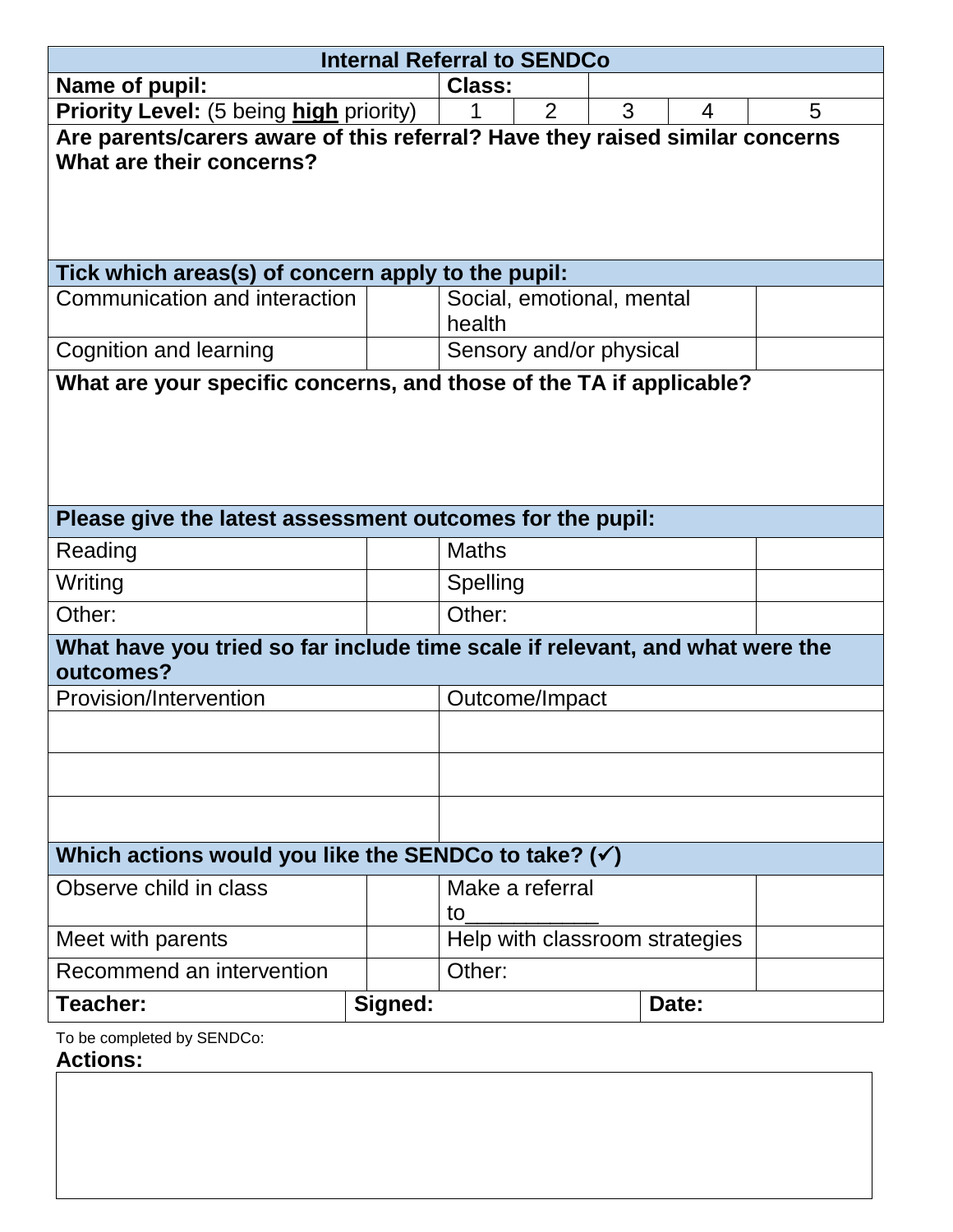## Internal Referral to SENDCo

| **Name of pupil:** | **Class:** | | | |
|---|---|---|---|---|
| **Priority Level:** (5 being **high** priority) | 1 | 2 | 3 | 4 | 5 |

**Are parents/carers aware of this referral? Have they raised similar concerns What are their concerns?**

**Tick which areas(s) of concern apply to the pupil:**

| | | | |
|---|---|---|---|
| Communication and interaction | | Social, emotional, mental health | |
| Cognition and learning | | Sensory and/or physical | |

**What are your specific concerns, and those of the TA if applicable?**

**Please give the latest assessment outcomes for the pupil:**

| | | | |
|---|---|---|---|
| Reading | | Maths | |
| Writing | | Spelling | |
| Other: | | Other: | |

**What have you tried so far include time scale if relevant, and what were the outcomes?**

| Provision/Intervention | Outcome/Impact |
|---|---|
| | |
| | |
| | |

**Which actions would you like the SENDCo to take? (✓)**

| | | | |
|---|---|---|---|
| Observe child in class | | Make a referral to___________ | |
| Meet with parents | | Help with classroom strategies | |
| Recommend an intervention | | Other: | |

| **Teacher:** | **Signed:** | **Date:** |
|---|---|---|

To be completed by SENDCo:

**Actions:**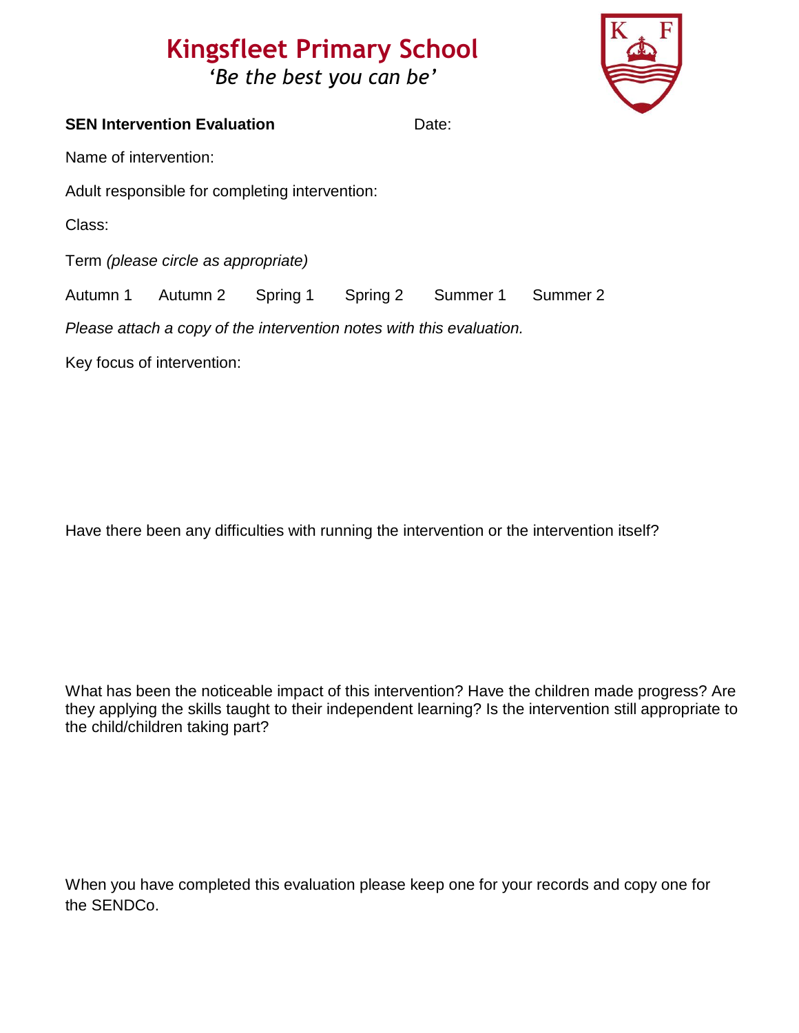# Kingsfleet Primary School

*'Be the best you can be'*

**SEN Intervention Evaluation** Date:

Name of intervention:

Adult responsible for completing intervention:

Class:

Term *(please circle as appropriate)*

Autumn 1 Autumn 2 Spring 1 Spring 2 Summer 1 Summer 2

*Please attach a copy of the intervention notes with this evaluation.*

Key focus of intervention:

Have there been any difficulties with running the intervention or the intervention itself?

What has been the noticeable impact of this intervention? Have the children made progress? Are they applying the skills taught to their independent learning? Is the intervention still appropriate to the child/children taking part?

When you have completed this evaluation please keep one for your records and copy one for the SENDCo.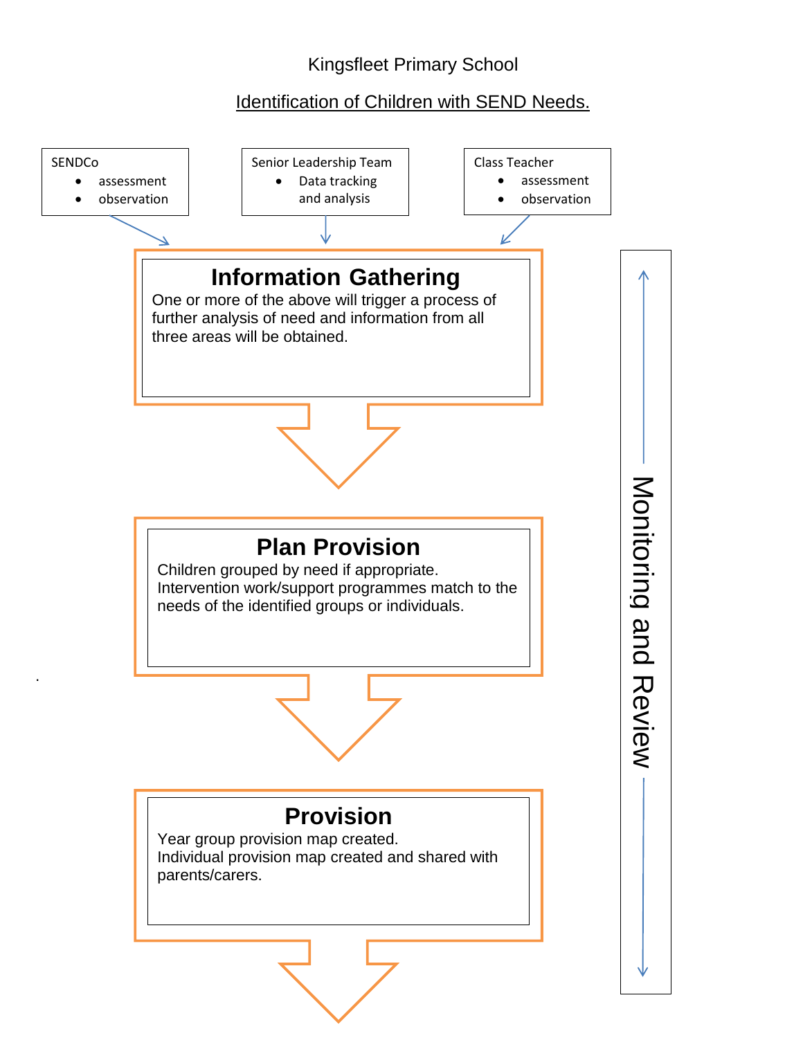Kingsfleet Primary School

## Identification of Children with SEND Needs.

**SENDCo**
- assessment
- observation

**Senior Leadership Team**
- Data tracking and analysis

**Class Teacher**
- assessment
- observation

### Information Gathering

One or more of the above will trigger a process of further analysis of need and information from all three areas will be obtained.

### Plan Provision

Children grouped by need if appropriate.
Intervention work/support programmes match to the needs of the identified groups or individuals.

### Provision

Year group provision map created.
Individual provision map created and shared with parents/carers.

Monitoring and Review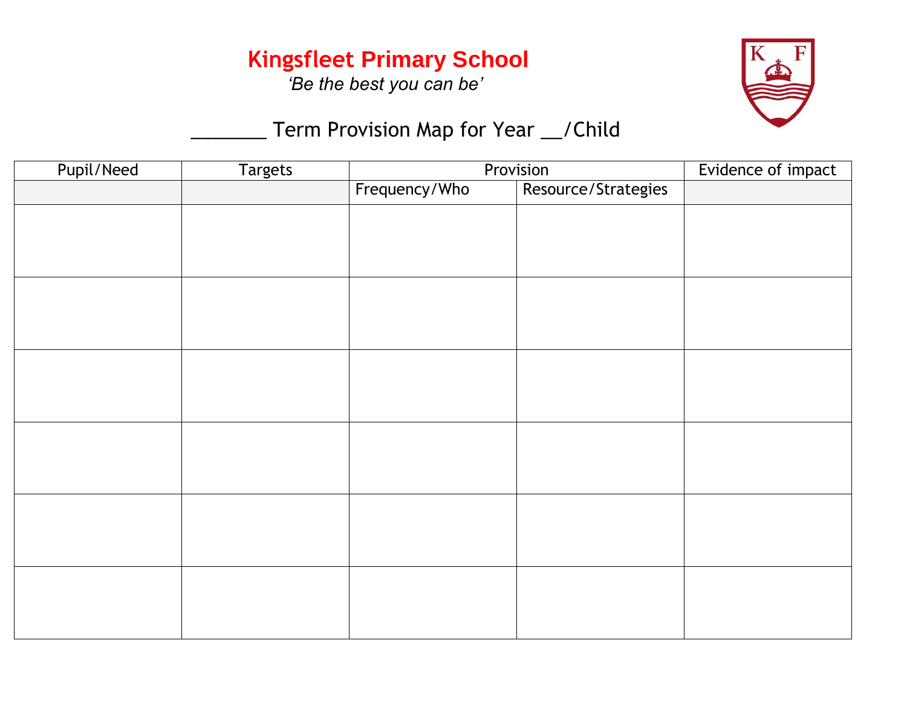# Kingsfleet Primary School

*'Be the best you can be'*

## _______ Term Provision Map for Year __/Child

| Pupil/Need | Targets | Provision | | Evidence of impact |
|---|---|---|---|---|
| | | Frequency/Who | Resource/Strategies | |
| | | | | |
| | | | | |
| | | | | |
| | | | | |
| | | | | |
| | | | | |